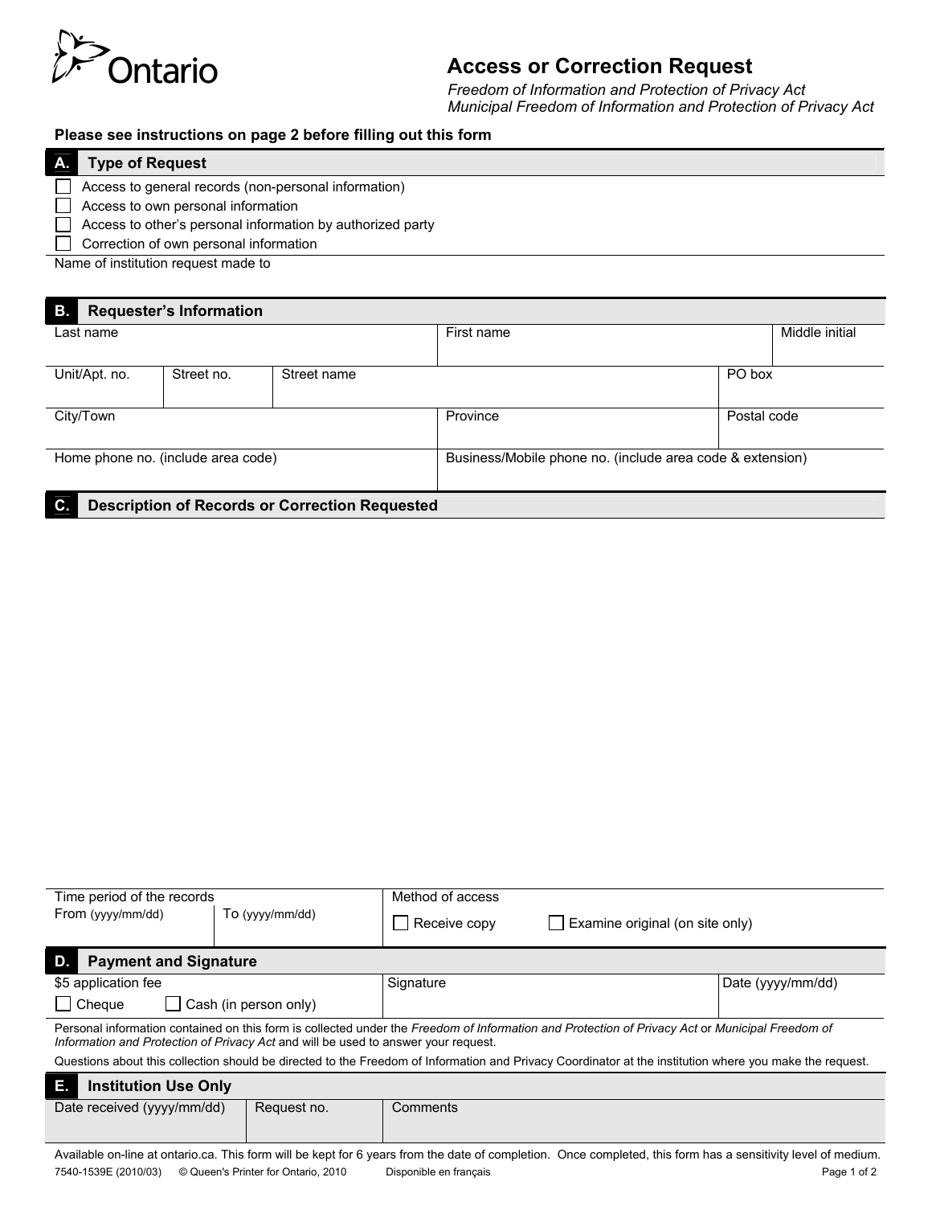Ontario

# Access or Correction Request

*Freedom of Information and Protection of Privacy Act*
*Municipal Freedom of Information and Protection of Privacy Act*

**Please see instructions on page 2 before filling out this form**

## A. Type of Request

- ☐ Access to general records (non-personal information)
- ☐ Access to own personal information
- ☐ Access to other's personal information by authorized party
- ☐ Correction of own personal information

Name of institution request made to

## B. Requester's Information

| Last name | | | First name | Middle initial |
|---|---|---|---|---|
| | | | | |

| Unit/Apt. no. | Street no. | Street name | PO box |
|---|---|---|---|
| | | | |

| City/Town | Province | Postal code |
|---|---|---|
| | | |

| Home phone no. (include area code) | Business/Mobile phone no. (include area code & extension) |
|---|---|
| | |

## C. Description of Records or Correction Requested

| Time period of the records | | Method of access |
|---|---|---|
| From (yyyy/mm/dd) | To (yyyy/mm/dd) | ☐ Receive copy ☐ Examine original (on site only) |

## D. Payment and Signature

| $5 application fee | Signature | Date (yyyy/mm/dd) |
|---|---|---|
| ☐ Cheque ☐ Cash (in person only) | | |

Personal information contained on this form is collected under the *Freedom of Information and Protection of Privacy Act* or *Municipal Freedom of Information and Protection of Privacy Act* and will be used to answer your request.

Questions about this collection should be directed to the Freedom of Information and Privacy Coordinator at the institution where you make the request.

## E. Institution Use Only

| Date received (yyyy/mm/dd) | Request no. | Comments |
|---|---|---|
| | | |

Available on-line at ontario.ca. This form will be kept for 6 years from the date of completion. Once completed, this form has a sensitivity level of medium.

7540-1539E (2010/03) © Queen's Printer for Ontario, 2010 Disponible en français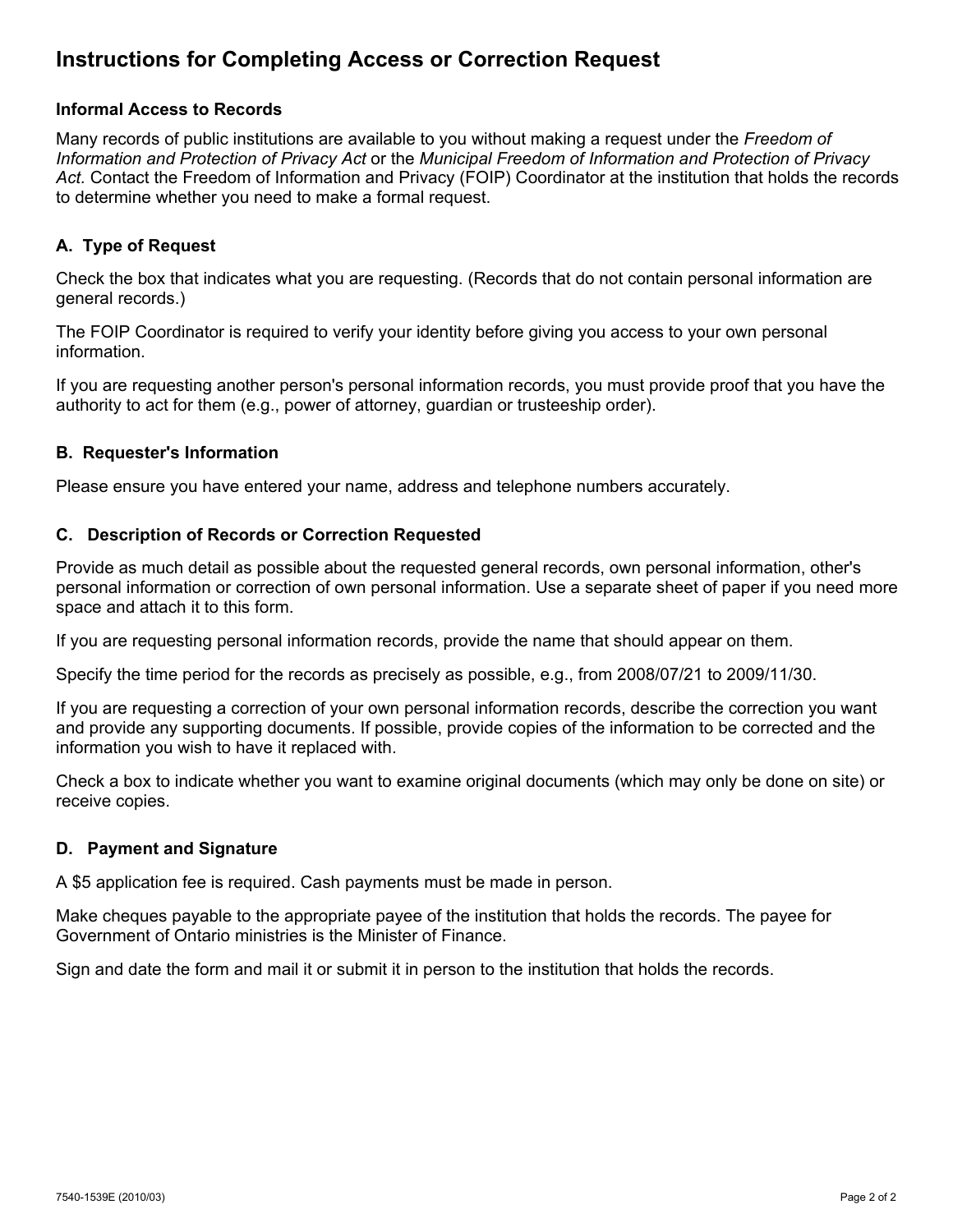# Instructions for Completing Access or Correction Request

### Informal Access to Records

Many records of public institutions are available to you without making a request under the *Freedom of Information and Protection of Privacy Act* or the *Municipal Freedom of Information and Protection of Privacy Act.* Contact the Freedom of Information and Privacy (FOIP) Coordinator at the institution that holds the records to determine whether you need to make a formal request.

### A. Type of Request

Check the box that indicates what you are requesting. (Records that do not contain personal information are general records.)

The FOIP Coordinator is required to verify your identity before giving you access to your own personal information.

If you are requesting another person's personal information records, you must provide proof that you have the authority to act for them (e.g., power of attorney, guardian or trusteeship order).

### B. Requester's Information

Please ensure you have entered your name, address and telephone numbers accurately.

### C. Description of Records or Correction Requested

Provide as much detail as possible about the requested general records, own personal information, other's personal information or correction of own personal information. Use a separate sheet of paper if you need more space and attach it to this form.

If you are requesting personal information records, provide the name that should appear on them.

Specify the time period for the records as precisely as possible, e.g., from 2008/07/21 to 2009/11/30.

If you are requesting a correction of your own personal information records, describe the correction you want and provide any supporting documents. If possible, provide copies of the information to be corrected and the information you wish to have it replaced with.

Check a box to indicate whether you want to examine original documents (which may only be done on site) or receive copies.

### D. Payment and Signature

A $5 application fee is required. Cash payments must be made in person.

Make cheques payable to the appropriate payee of the institution that holds the records. The payee for Government of Ontario ministries is the Minister of Finance.

Sign and date the form and mail it or submit it in person to the institution that holds the records.

7540-1539E (2010/03)